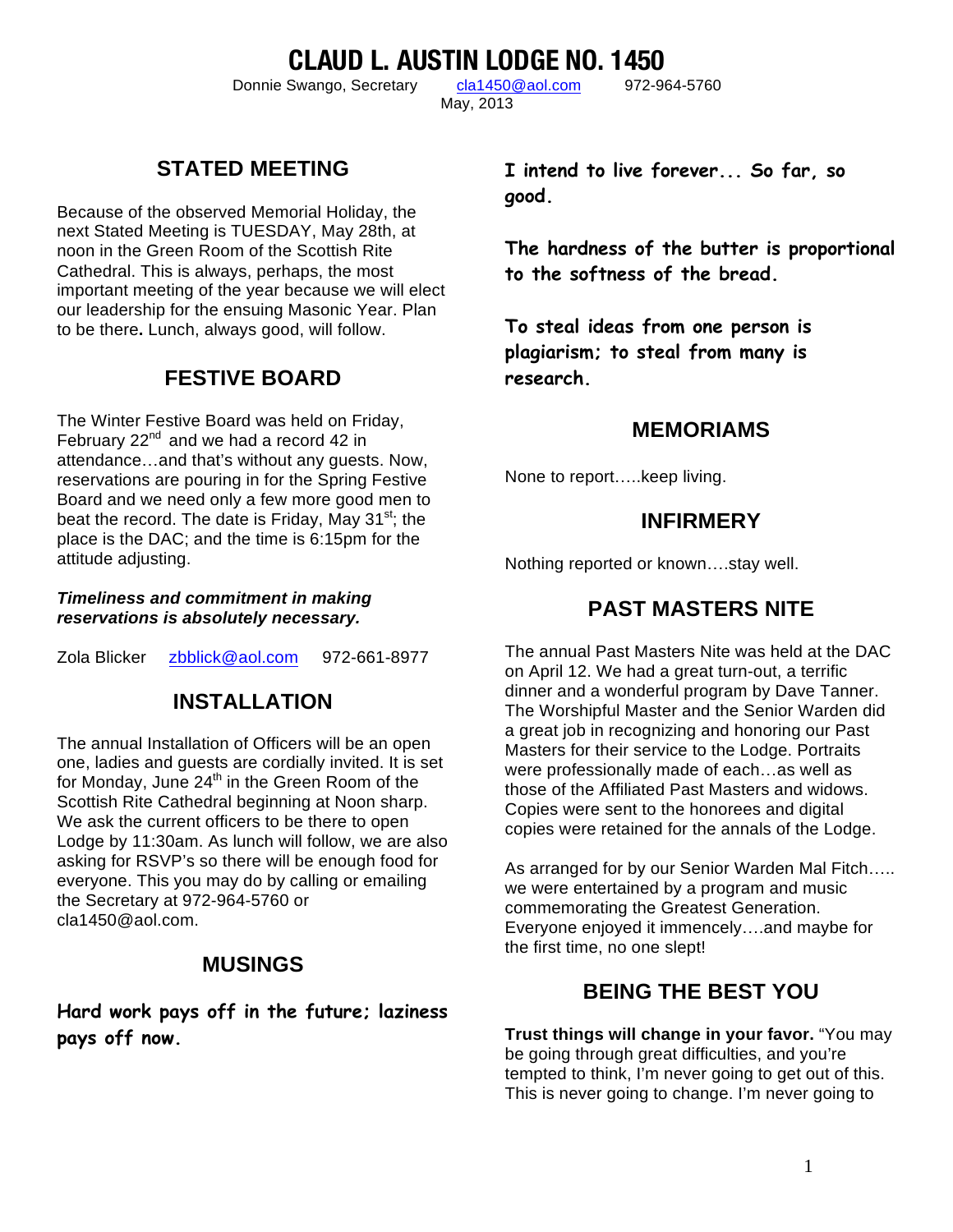# CLAUD L. AUSTIN LODGE NO. 1450

Donnie Swango, Secretary    cla1450@aol.com    972-964-5760

May, 2013

## STATED MEETING

Because of the observed Memorial Holiday, the next Stated Meeting is TUESDAY, May 28th, at noon in the Green Room of the Scottish Rite Cathedral. This is always, perhaps, the most important meeting of the year because we will elect our leadership for the ensuing Masonic Year. Plan to be there**.** Lunch, always good, will follow.

## FESTIVE BOARD

The Winter Festive Board was held on Friday, February 22nd and we had a record 42 in attendance…and that's without any guests. Now, reservations are pouring in for the Spring Festive Board and we need only a few more good men to beat the record. The date is Friday, May 31st; the place is the DAC; and the time is 6:15pm for the attitude adjusting.

***Timeliness and commitment in making reservations is absolutely necessary.***

Zola Blicker    zbblick@aol.com    972-661-8977

## INSTALLATION

The annual Installation of Officers will be an open one, ladies and guests are cordially invited. It is set for Monday, June 24th in the Green Room of the Scottish Rite Cathedral beginning at Noon sharp. We ask the current officers to be there to open Lodge by 11:30am. As lunch will follow, we are also asking for RSVP's so there will be enough food for everyone. This you may do by calling or emailing the Secretary at 972-964-5760 or cla1450@aol.com.

## MUSINGS

**Hard work pays off in the future; laziness pays off now.**

**I intend to live forever... So far, so good.**

**The hardness of the butter is proportional to the softness of the bread.**

**To steal ideas from one person is plagiarism; to steal from many is research.**

## MEMORIAMS

None to report…..keep living.

## INFIRMERY

Nothing reported or known….stay well.

## PAST MASTERS NITE

The annual Past Masters Nite was held at the DAC on April 12. We had a great turn-out, a terrific dinner and a wonderful program by Dave Tanner. The Worshipful Master and the Senior Warden did a great job in recognizing and honoring our Past Masters for their service to the Lodge. Portraits were professionally made of each…as well as those of the Affiliated Past Masters and widows. Copies were sent to the honorees and digital copies were retained for the annals of the Lodge.

As arranged for by our Senior Warden Mal Fitch….. we were entertained by a program and music commemorating the Greatest Generation. Everyone enjoyed it immencely….and maybe for the first time, no one slept!

## BEING THE BEST YOU

**Trust things will change in your favor.** "You may be going through great difficulties, and you're tempted to think, I'm never going to get out of this. This is never going to change. I'm never going to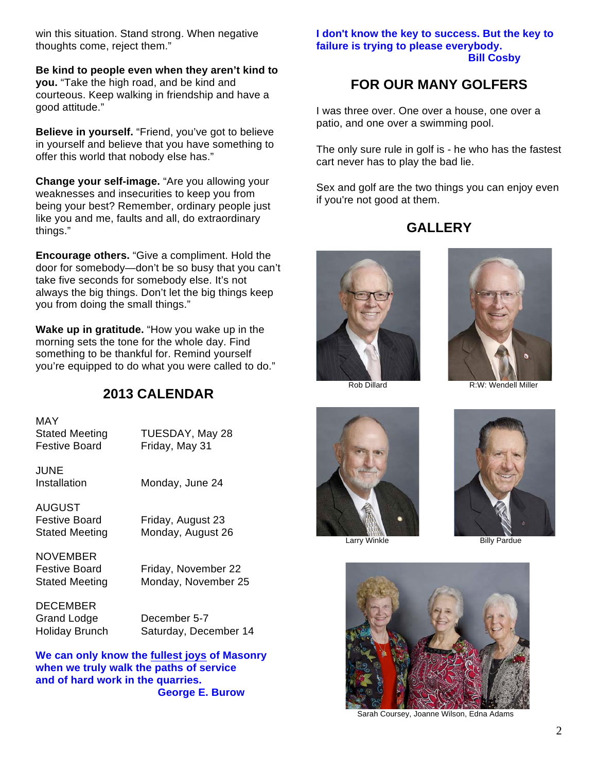win this situation. Stand strong. When negative thoughts come, reject them."

**Be kind to people even when they aren't kind to you.** "Take the high road, and be kind and courteous. Keep walking in friendship and have a good attitude."

**Believe in yourself.** "Friend, you've got to believe in yourself and believe that you have something to offer this world that nobody else has."

**Change your self-image.** "Are you allowing your weaknesses and insecurities to keep you from being your best? Remember, ordinary people just like you and me, faults and all, do extraordinary things."

**Encourage others.** "Give a compliment. Hold the door for somebody—don't be so busy that you can't take five seconds for somebody else. It's not always the big things. Don't let the big things keep you from doing the small things."

**Wake up in gratitude.** "How you wake up in the morning sets the tone for the whole day. Find something to be thankful for. Remind yourself you're equipped to do what you were called to do."

## 2013 CALENDAR

| | |
|---|---|
| MAY | |
| Stated Meeting | TUESDAY, May 28 |
| Festive Board | Friday, May 31 |
| JUNE | |
| Installation | Monday, June 24 |
| AUGUST | |
| Festive Board | Friday, August 23 |
| Stated Meeting | Monday, August 26 |
| NOVEMBER | |
| Festive Board | Friday, November 22 |
| Stated Meeting | Monday, November 25 |
| DECEMBER | |
| Grand Lodge | December 5-7 |
| Holiday Brunch | Saturday, December 14 |

**We can only know the fullest joys of Masonry when we truly walk the paths of service and of hard work in the quarries.**
**George E. Burow**

**I don't know the key to success. But the key to failure is trying to please everybody.**
**Bill Cosby**

## FOR OUR MANY GOLFERS

I was three over. One over a house, one over a patio, and one over a swimming pool.

The only sure rule in golf is - he who has the fastest cart never has to play the bad lie.

Sex and golf are the two things you can enjoy even if you're not good at them.

## GALLERY

Rob Dillard

R:W: Wendell Miller

Larry Winkle

Billy Pardue

Sarah Coursey, Joanne Wilson, Edna Adams